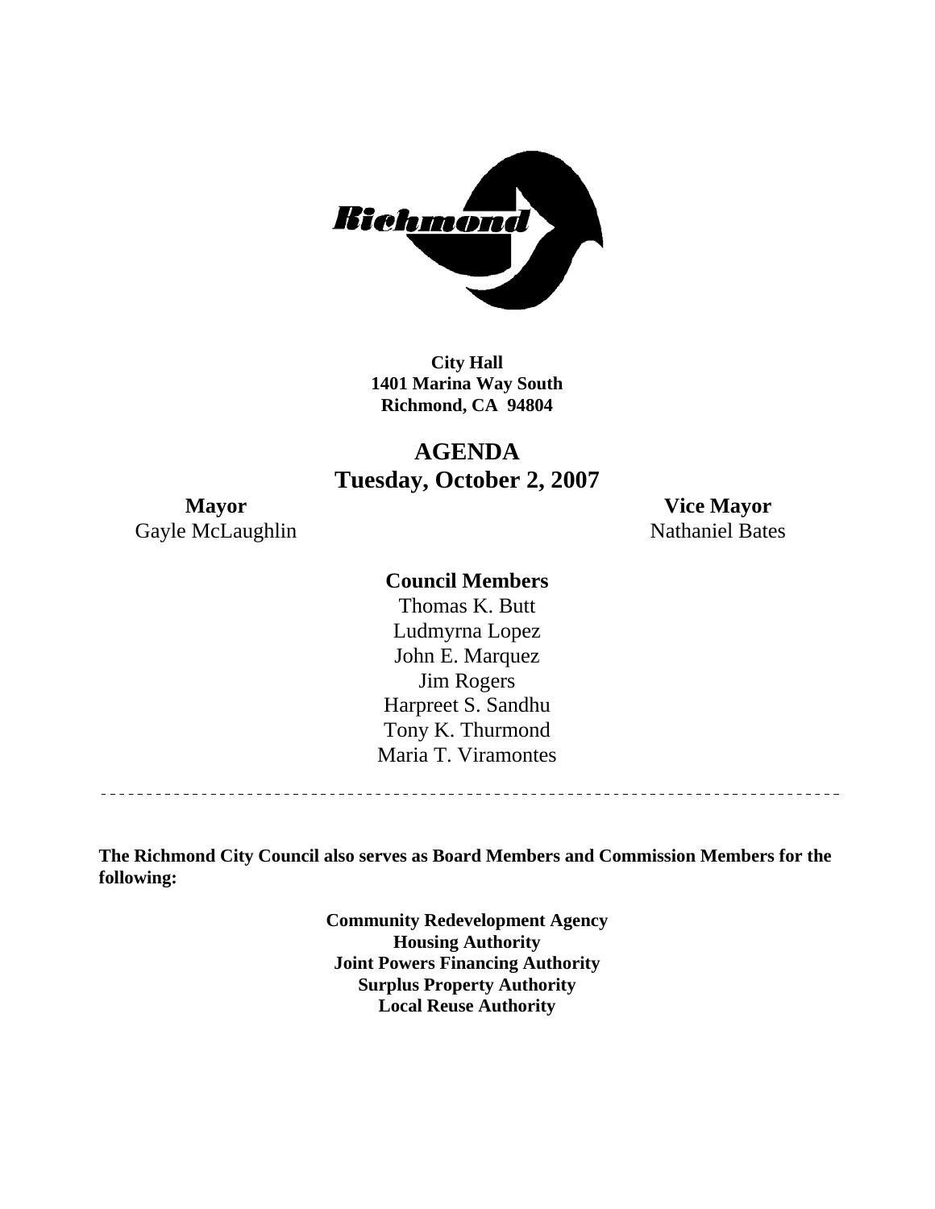**City Hall**
**1401 Marina Way South**
**Richmond, CA 94804**

# AGENDA
## Tuesday, October 2, 2007

**Mayor**
Gayle McLaughlin

**Vice Mayor**
Nathaniel Bates

**Council Members**
Thomas K. Butt
Ludmyrna Lopez
John E. Marquez
Jim Rogers
Harpreet S. Sandhu
Tony K. Thurmond
Maria T. Viramontes

---

**The Richmond City Council also serves as Board Members and Commission Members for the following:**

**Community Redevelopment Agency**
**Housing Authority**
**Joint Powers Financing Authority**
**Surplus Property Authority**
**Local Reuse Authority**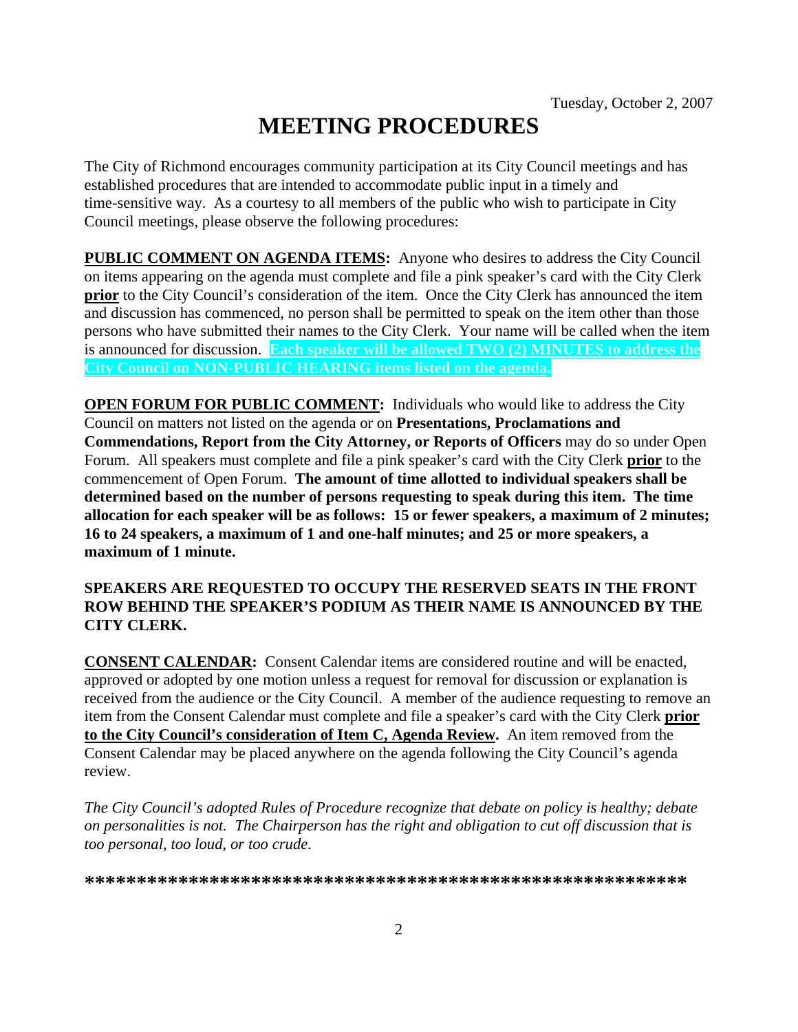Tuesday, October 2, 2007

# MEETING PROCEDURES

The City of Richmond encourages community participation at its City Council meetings and has established procedures that are intended to accommodate public input in a timely and time-sensitive way. As a courtesy to all members of the public who wish to participate in City Council meetings, please observe the following procedures:

**PUBLIC COMMENT ON AGENDA ITEMS:** Anyone who desires to address the City Council on items appearing on the agenda must complete and file a pink speaker's card with the City Clerk **prior** to the City Council's consideration of the item. Once the City Clerk has announced the item and discussion has commenced, no person shall be permitted to speak on the item other than those persons who have submitted their names to the City Clerk. Your name will be called when the item is announced for discussion. **Each speaker will be allowed TWO (2) MINUTES to address the City Council on NON-PUBLIC HEARING items listed on the agenda.**

**OPEN FORUM FOR PUBLIC COMMENT:** Individuals who would like to address the City Council on matters not listed on the agenda or on **Presentations, Proclamations and Commendations, Report from the City Attorney, or Reports of Officers** may do so under Open Forum. All speakers must complete and file a pink speaker's card with the City Clerk **prior** to the commencement of Open Forum. **The amount of time allotted to individual speakers shall be determined based on the number of persons requesting to speak during this item. The time allocation for each speaker will be as follows: 15 or fewer speakers, a maximum of 2 minutes; 16 to 24 speakers, a maximum of 1 and one-half minutes; and 25 or more speakers, a maximum of 1 minute.**

**SPEAKERS ARE REQUESTED TO OCCUPY THE RESERVED SEATS IN THE FRONT ROW BEHIND THE SPEAKER'S PODIUM AS THEIR NAME IS ANNOUNCED BY THE CITY CLERK.**

**CONSENT CALENDAR:** Consent Calendar items are considered routine and will be enacted, approved or adopted by one motion unless a request for removal for discussion or explanation is received from the audience or the City Council. A member of the audience requesting to remove an item from the Consent Calendar must complete and file a speaker's card with the City Clerk **prior to the City Council's consideration of Item C, Agenda Review.** An item removed from the Consent Calendar may be placed anywhere on the agenda following the City Council's agenda review.

*The City Council's adopted Rules of Procedure recognize that debate on policy is healthy; debate on personalities is not. The Chairperson has the right and obligation to cut off discussion that is too personal, too loud, or too crude.*

**\*\*\*\*\*\*\*\*\*\*\*\*\*\*\*\*\*\*\*\*\*\*\*\*\*\*\*\*\*\*\*\*\*\*\*\*\*\*\*\*\*\*\*\*\*\*\*\*\*\*\*\*\*\*\*\*\*\***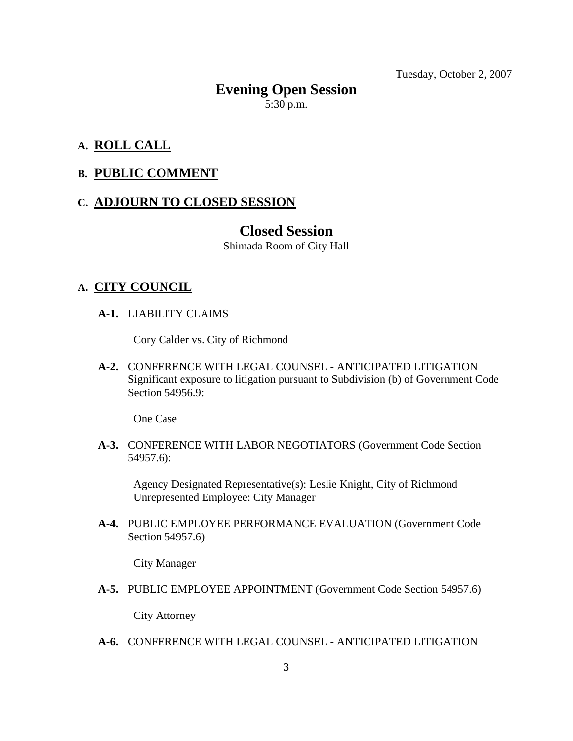Tuesday, October 2, 2007

# Evening Open Session

5:30 p.m.

## A. ROLL CALL

## B. PUBLIC COMMENT

## C. ADJOURN TO CLOSED SESSION

# Closed Session

Shimada Room of City Hall

## A. CITY COUNCIL

**A-1.** LIABILITY CLAIMS

Cory Calder vs. City of Richmond

**A-2.** CONFERENCE WITH LEGAL COUNSEL - ANTICIPATED LITIGATION Significant exposure to litigation pursuant to Subdivision (b) of Government Code Section 54956.9:

One Case

**A-3.** CONFERENCE WITH LABOR NEGOTIATORS (Government Code Section 54957.6):

Agency Designated Representative(s): Leslie Knight, City of Richmond
Unrepresented Employee: City Manager

**A-4.** PUBLIC EMPLOYEE PERFORMANCE EVALUATION (Government Code Section 54957.6)

City Manager

**A-5.** PUBLIC EMPLOYEE APPOINTMENT (Government Code Section 54957.6)

City Attorney

**A-6.** CONFERENCE WITH LEGAL COUNSEL - ANTICIPATED LITIGATION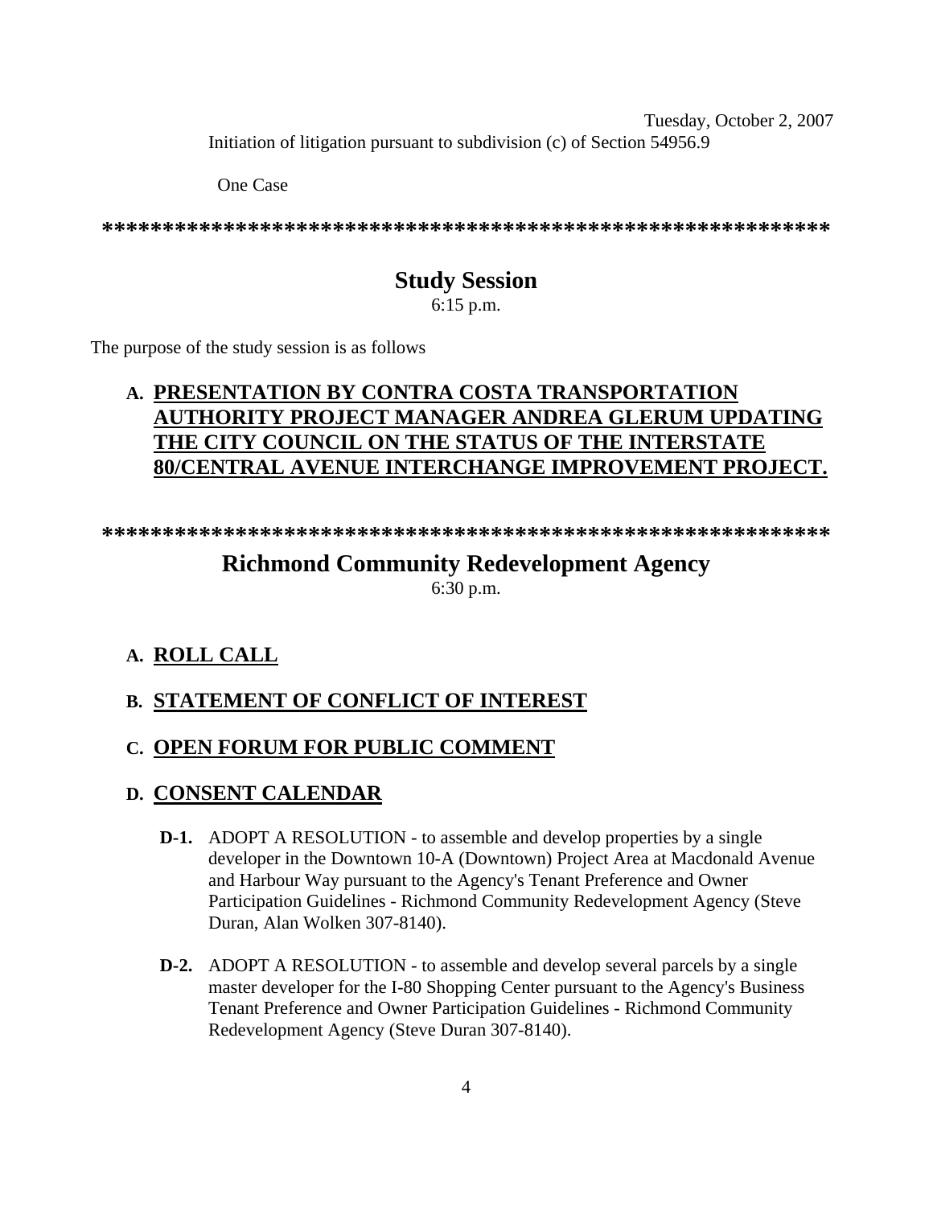Tuesday, October 2, 2007

Initiation of litigation pursuant to subdivision (c) of Section 54956.9

One Case

************************************************************

## Study Session

6:15 p.m.

The purpose of the study session is as follows

**A. PRESENTATION BY CONTRA COSTA TRANSPORTATION AUTHORITY PROJECT MANAGER ANDREA GLERUM UPDATING THE CITY COUNCIL ON THE STATUS OF THE INTERSTATE 80/CENTRAL AVENUE INTERCHANGE IMPROVEMENT PROJECT.**

************************************************************

## Richmond Community Redevelopment Agency

6:30 p.m.

**A. ROLL CALL**

**B. STATEMENT OF CONFLICT OF INTEREST**

**C. OPEN FORUM FOR PUBLIC COMMENT**

**D. CONSENT CALENDAR**

**D-1.** ADOPT A RESOLUTION - to assemble and develop properties by a single developer in the Downtown 10-A (Downtown) Project Area at Macdonald Avenue and Harbour Way pursuant to the Agency's Tenant Preference and Owner Participation Guidelines - Richmond Community Redevelopment Agency (Steve Duran, Alan Wolken 307-8140).

**D-2.** ADOPT A RESOLUTION - to assemble and develop several parcels by a single master developer for the I-80 Shopping Center pursuant to the Agency's Business Tenant Preference and Owner Participation Guidelines - Richmond Community Redevelopment Agency (Steve Duran 307-8140).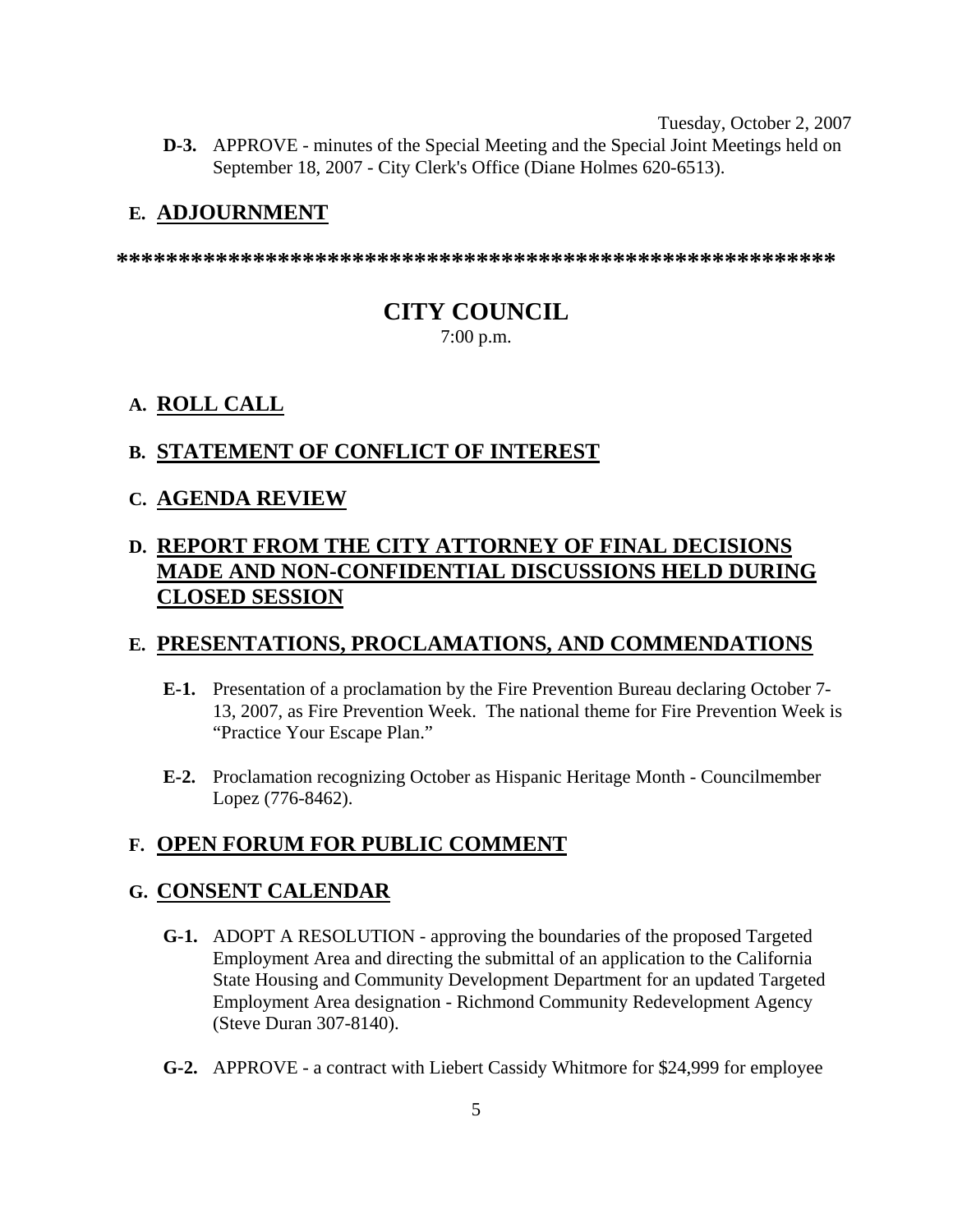Tuesday, October 2, 2007

**D-3.** APPROVE - minutes of the Special Meeting and the Special Joint Meetings held on September 18, 2007 - City Clerk's Office (Diane Holmes 620-6513).

## E. ADJOURNMENT

*********************************************************

# CITY COUNCIL

7:00 p.m.

## A. ROLL CALL

## B. STATEMENT OF CONFLICT OF INTEREST

## C. AGENDA REVIEW

## D. REPORT FROM THE CITY ATTORNEY OF FINAL DECISIONS MADE AND NON-CONFIDENTIAL DISCUSSIONS HELD DURING CLOSED SESSION

## E. PRESENTATIONS, PROCLAMATIONS, AND COMMENDATIONS

**E-1.** Presentation of a proclamation by the Fire Prevention Bureau declaring October 7-13, 2007, as Fire Prevention Week. The national theme for Fire Prevention Week is "Practice Your Escape Plan."

**E-2.** Proclamation recognizing October as Hispanic Heritage Month - Councilmember Lopez (776-8462).

## F. OPEN FORUM FOR PUBLIC COMMENT

## G. CONSENT CALENDAR

**G-1.** ADOPT A RESOLUTION - approving the boundaries of the proposed Targeted Employment Area and directing the submittal of an application to the California State Housing and Community Development Department for an updated Targeted Employment Area designation - Richmond Community Redevelopment Agency (Steve Duran 307-8140).

**G-2.** APPROVE - a contract with Liebert Cassidy Whitmore for $24,999 for employee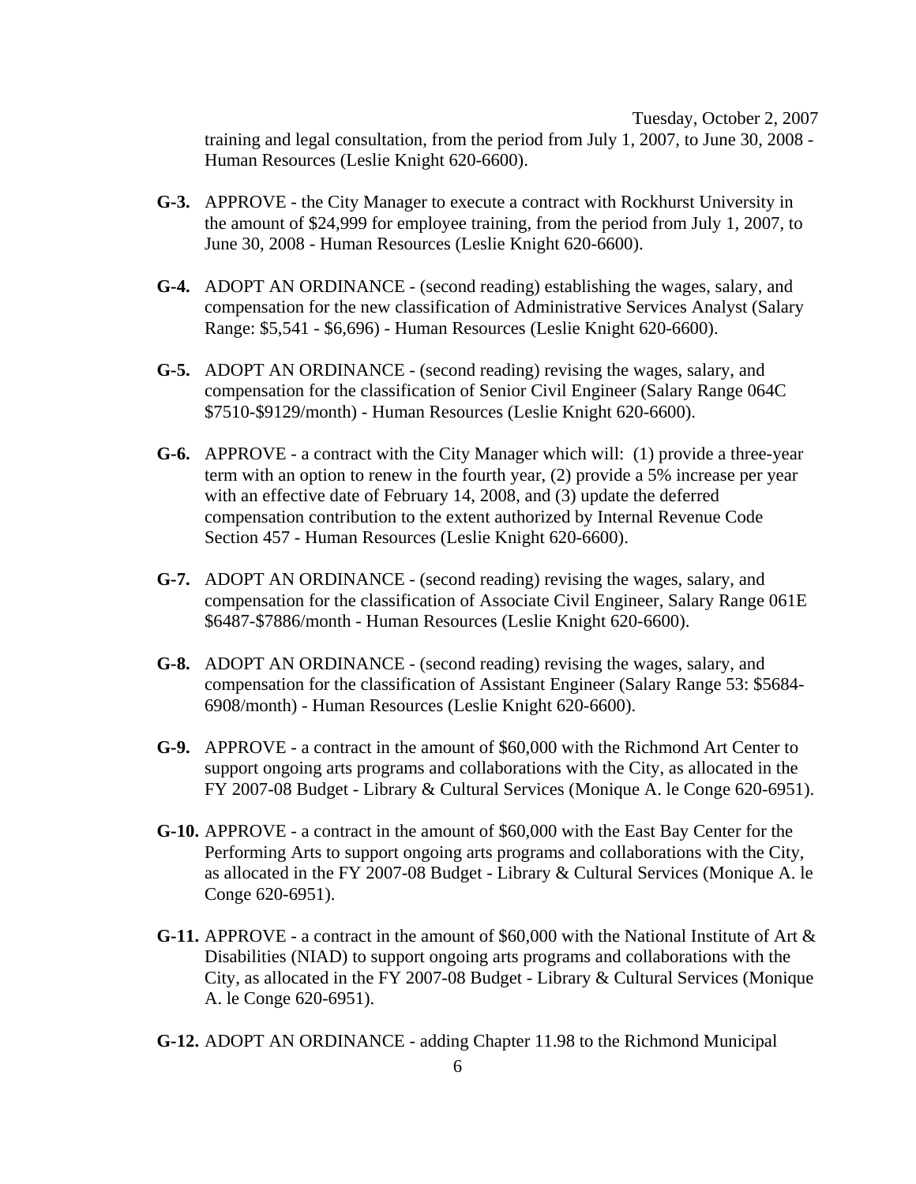training and legal consultation, from the period from July 1, 2007, to June 30, 2008 - Human Resources (Leslie Knight 620-6600).

**G-3.** APPROVE - the City Manager to execute a contract with Rockhurst University in the amount of $24,999 for employee training, from the period from July 1, 2007, to June 30, 2008 - Human Resources (Leslie Knight 620-6600).

**G-4.** ADOPT AN ORDINANCE - (second reading) establishing the wages, salary, and compensation for the new classification of Administrative Services Analyst (Salary Range: $5,541 - $6,696) - Human Resources (Leslie Knight 620-6600).

**G-5.** ADOPT AN ORDINANCE - (second reading) revising the wages, salary, and compensation for the classification of Senior Civil Engineer (Salary Range 064C $7510-$9129/month) - Human Resources (Leslie Knight 620-6600).

**G-6.** APPROVE - a contract with the City Manager which will: (1) provide a three-year term with an option to renew in the fourth year, (2) provide a 5% increase per year with an effective date of February 14, 2008, and (3) update the deferred compensation contribution to the extent authorized by Internal Revenue Code Section 457 - Human Resources (Leslie Knight 620-6600).

**G-7.** ADOPT AN ORDINANCE - (second reading) revising the wages, salary, and compensation for the classification of Associate Civil Engineer, Salary Range 061E $6487-$7886/month - Human Resources (Leslie Knight 620-6600).

**G-8.** ADOPT AN ORDINANCE - (second reading) revising the wages, salary, and compensation for the classification of Assistant Engineer (Salary Range 53: $5684-6908/month) - Human Resources (Leslie Knight 620-6600).

**G-9.** APPROVE - a contract in the amount of $60,000 with the Richmond Art Center to support ongoing arts programs and collaborations with the City, as allocated in the FY 2007-08 Budget - Library & Cultural Services (Monique A. le Conge 620-6951).

**G-10.** APPROVE - a contract in the amount of $60,000 with the East Bay Center for the Performing Arts to support ongoing arts programs and collaborations with the City, as allocated in the FY 2007-08 Budget - Library & Cultural Services (Monique A. le Conge 620-6951).

**G-11.** APPROVE - a contract in the amount of $60,000 with the National Institute of Art & Disabilities (NIAD) to support ongoing arts programs and collaborations with the City, as allocated in the FY 2007-08 Budget - Library & Cultural Services (Monique A. le Conge 620-6951).

**G-12.** ADOPT AN ORDINANCE - adding Chapter 11.98 to the Richmond Municipal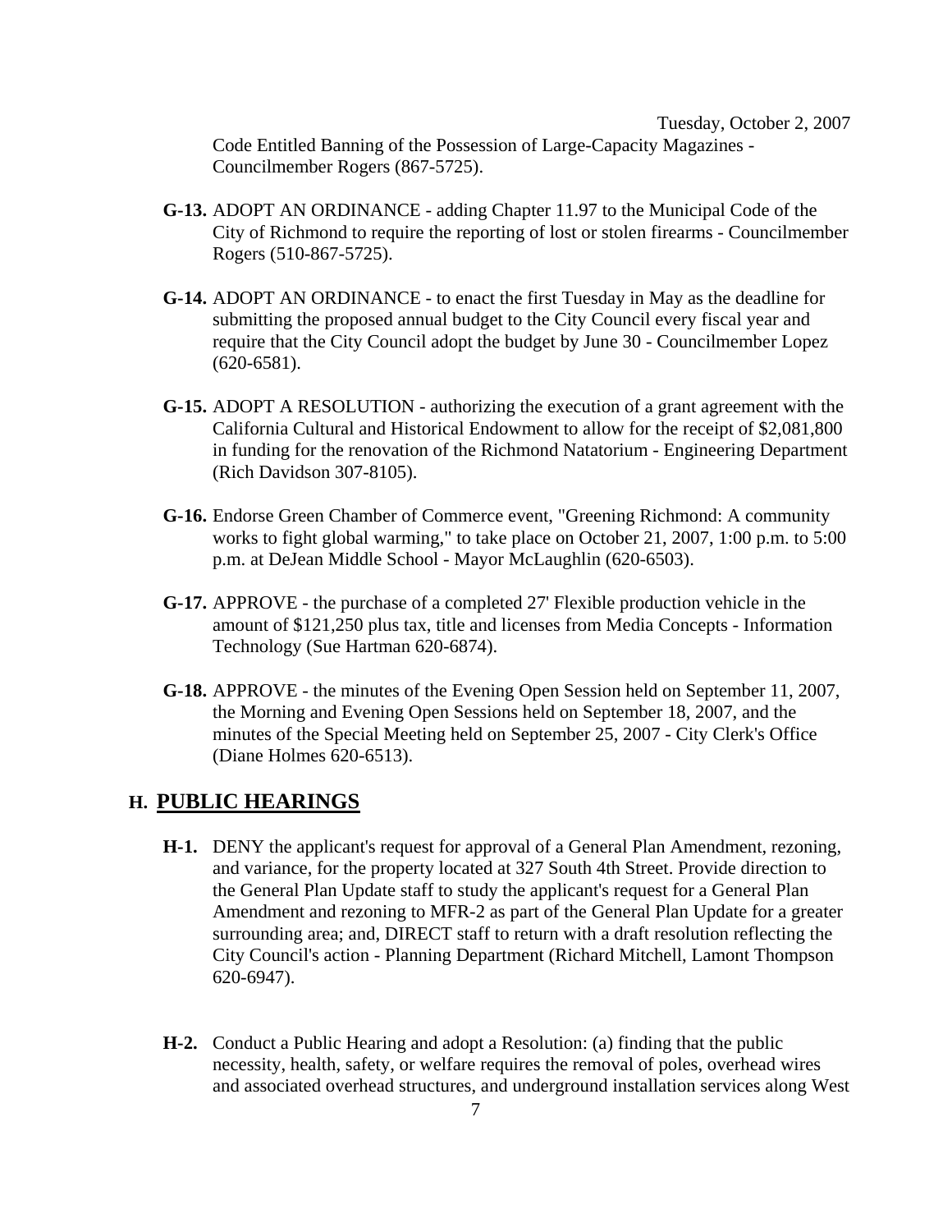Code Entitled Banning of the Possession of Large-Capacity Magazines - Councilmember Rogers (867-5725).

**G-13.** ADOPT AN ORDINANCE - adding Chapter 11.97 to the Municipal Code of the City of Richmond to require the reporting of lost or stolen firearms - Councilmember Rogers (510-867-5725).

**G-14.** ADOPT AN ORDINANCE - to enact the first Tuesday in May as the deadline for submitting the proposed annual budget to the City Council every fiscal year and require that the City Council adopt the budget by June 30 - Councilmember Lopez (620-6581).

**G-15.** ADOPT A RESOLUTION - authorizing the execution of a grant agreement with the California Cultural and Historical Endowment to allow for the receipt of $2,081,800 in funding for the renovation of the Richmond Natatorium - Engineering Department (Rich Davidson 307-8105).

**G-16.** Endorse Green Chamber of Commerce event, "Greening Richmond: A community works to fight global warming," to take place on October 21, 2007, 1:00 p.m. to 5:00 p.m. at DeJean Middle School - Mayor McLaughlin (620-6503).

**G-17.** APPROVE - the purchase of a completed 27' Flexible production vehicle in the amount of $121,250 plus tax, title and licenses from Media Concepts - Information Technology (Sue Hartman 620-6874).

**G-18.** APPROVE - the minutes of the Evening Open Session held on September 11, 2007, the Morning and Evening Open Sessions held on September 18, 2007, and the minutes of the Special Meeting held on September 25, 2007 - City Clerk's Office (Diane Holmes 620-6513).

## H. PUBLIC HEARINGS

**H-1.** DENY the applicant's request for approval of a General Plan Amendment, rezoning, and variance, for the property located at 327 South 4th Street. Provide direction to the General Plan Update staff to study the applicant's request for a General Plan Amendment and rezoning to MFR-2 as part of the General Plan Update for a greater surrounding area; and, DIRECT staff to return with a draft resolution reflecting the City Council's action - Planning Department (Richard Mitchell, Lamont Thompson 620-6947).

**H-2.** Conduct a Public Hearing and adopt a Resolution: (a) finding that the public necessity, health, safety, or welfare requires the removal of poles, overhead wires and associated overhead structures, and underground installation services along West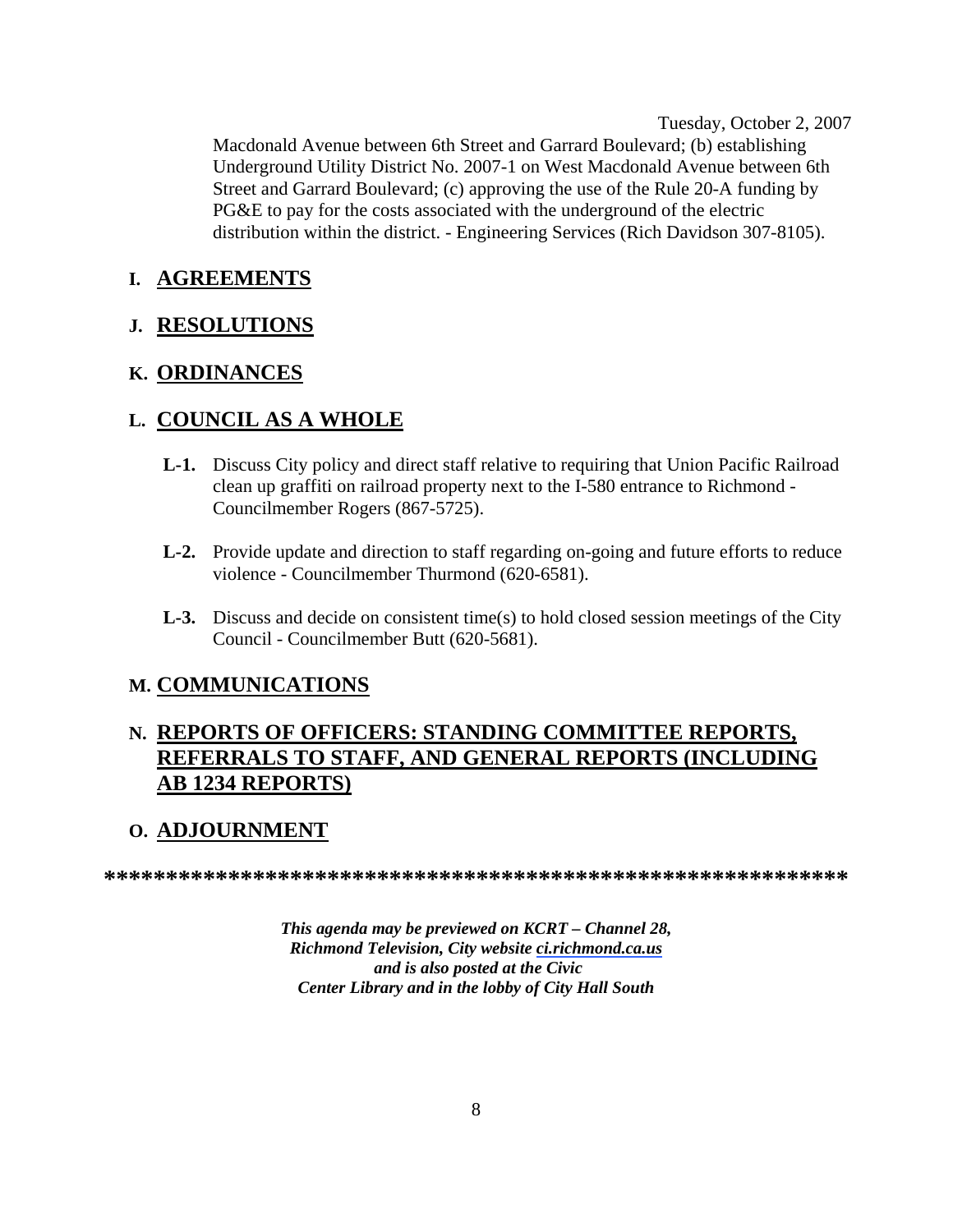Macdonald Avenue between 6th Street and Garrard Boulevard; (b) establishing Underground Utility District No. 2007-1 on West Macdonald Avenue between 6th Street and Garrard Boulevard; (c) approving the use of the Rule 20-A funding by PG&E to pay for the costs associated with the underground of the electric distribution within the district. - Engineering Services (Rich Davidson 307-8105).

## I. AGREEMENTS

## J. RESOLUTIONS

## K. ORDINANCES

## L. COUNCIL AS A WHOLE

**L-1.** Discuss City policy and direct staff relative to requiring that Union Pacific Railroad clean up graffiti on railroad property next to the I-580 entrance to Richmond - Councilmember Rogers (867-5725).

**L-2.** Provide update and direction to staff regarding on-going and future efforts to reduce violence - Councilmember Thurmond (620-6581).

**L-3.** Discuss and decide on consistent time(s) to hold closed session meetings of the City Council - Councilmember Butt (620-5681).

## M. COMMUNICATIONS

## N. REPORTS OF OFFICERS: STANDING COMMITTEE REPORTS, REFERRALS TO STAFF, AND GENERAL REPORTS (INCLUDING AB 1234 REPORTS)

## O. ADJOURNMENT

**************************************************************

***This agenda may be previewed on KCRT – Channel 28, Richmond Television, City website ci.richmond.ca.us and is also posted at the Civic Center Library and in the lobby of City Hall South***